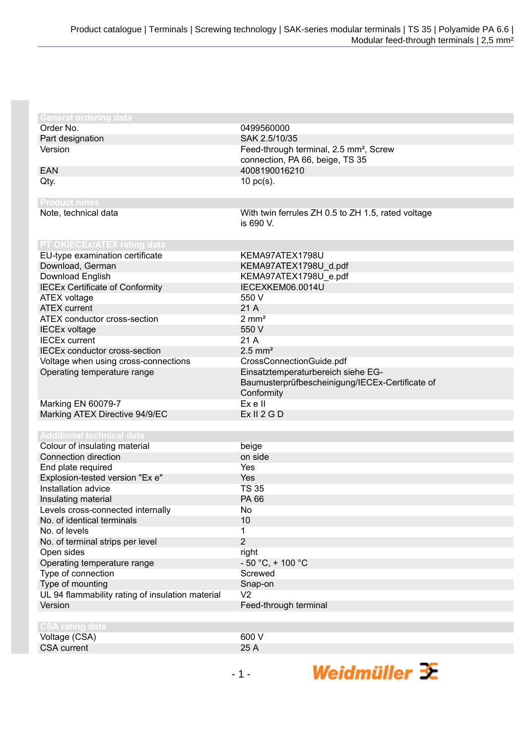## General ordering data

| | |
|---|---|
| Order No. | 0499560000 |
| Part designation | SAK 2.5/10/35 |
| Version | Feed-through terminal, 2.5 mm², Screw connection, PA 66, beige, TS 35 |
| EAN | 4008190016210 |
| Qty. | 10 pc(s). |

## Product notes

| | |
|---|---|
| Note, technical data | With twin ferrules ZH 0.5 to ZH 1.5, rated voltage is 690 V. |

## PT OKIECEx/ATEX rating data

| | |
|---|---|
| EU-type examination certificate | KEMA97ATEX1798U |
| Download, German | KEMA97ATEX1798U_d.pdf |
| Download English | KEMA97ATEX1798U_e.pdf |
| IECEx Certificate of Conformity | IECEXKEM06.0014U |
| ATEX voltage | 550 V |
| ATEX current | 21 A |
| ATEX conductor cross-section | 2 mm² |
| IECEx voltage | 550 V |
| IECEx current | 21 A |
| IECEx conductor cross-section | 2.5 mm² |
| Voltage when using cross-connections | CrossConnectionGuide.pdf |
| Operating temperature range | Einsatztemperaturbereich siehe EG-Baumusterprüfbescheinigung/IECEx-Certificate of Conformity |
| Marking EN 60079-7 | Ex e II |
| Marking ATEX Directive 94/9/EC | Ex II 2 G D |

## Additional technical data

| | |
|---|---|
| Colour of insulating material | beige |
| Connection direction | on side |
| End plate required | Yes |
| Explosion-tested version "Ex e" | Yes |
| Installation advice | TS 35 |
| Insulating material | PA 66 |
| Levels cross-connected internally | No |
| No. of identical terminals | 10 |
| No. of levels | 1 |
| No. of terminal strips per level | 2 |
| Open sides | right |
| Operating temperature range | - 50 °C, + 100 °C |
| Type of connection | Screwed |
| Type of mounting | Snap-on |
| UL 94 flammability rating of insulation material | V2 |
| Version | Feed-through terminal |

## CSA rating data

| | |
|---|---|
| Voltage (CSA) | 600 V |
| CSA current | 25 A |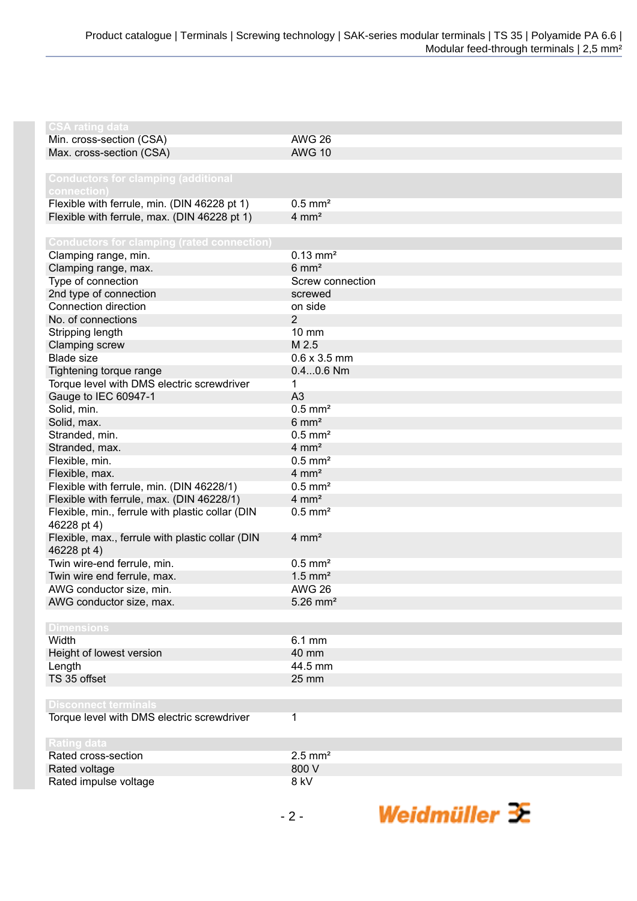### CSA rating data

| | |
|---|---|
| Min. cross-section (CSA) | AWG 26 |
| Max. cross-section (CSA) | AWG 10 |

### Conductors for clamping (additional connection)

| | |
|---|---|
| Flexible with ferrule, min. (DIN 46228 pt 1) | 0.5 mm² |
| Flexible with ferrule, max. (DIN 46228 pt 1) | 4 mm² |

### Conductors for clamping (rated connection)

| | |
|---|---|
| Clamping range, min. | 0.13 mm² |
| Clamping range, max. | 6 mm² |
| Type of connection | Screw connection |
| 2nd type of connection | screwed |
| Connection direction | on side |
| No. of connections | 2 |
| Stripping length | 10 mm |
| Clamping screw | M 2.5 |
| Blade size | 0.6 x 3.5 mm |
| Tightening torque range | 0.4...0.6 Nm |
| Torque level with DMS electric screwdriver | 1 |
| Gauge to IEC 60947-1 | A3 |
| Solid, min. | 0.5 mm² |
| Solid, max. | 6 mm² |
| Stranded, min. | 0.5 mm² |
| Stranded, max. | 4 mm² |
| Flexible, min. | 0.5 mm² |
| Flexible, max. | 4 mm² |
| Flexible with ferrule, min. (DIN 46228/1) | 0.5 mm² |
| Flexible with ferrule, max. (DIN 46228/1) | 4 mm² |
| Flexible, min., ferrule with plastic collar (DIN 46228 pt 4) | 0.5 mm² |
| Flexible, max., ferrule with plastic collar (DIN 46228 pt 4) | 4 mm² |
| Twin wire-end ferrule, min. | 0.5 mm² |
| Twin wire end ferrule, max. | 1.5 mm² |
| AWG conductor size, min. | AWG 26 |
| AWG conductor size, max. | 5.26 mm² |

### Dimensions

| | |
|---|---|
| Width | 6.1 mm |
| Height of lowest version | 40 mm |
| Length | 44.5 mm |
| TS 35 offset | 25 mm |

### Disconnect terminals

| | |
|---|---|
| Torque level with DMS electric screwdriver | 1 |

### Rating data

| | |
|---|---|
| Rated cross-section | 2.5 mm² |
| Rated voltage | 800 V |
| Rated impulse voltage | 8 kV |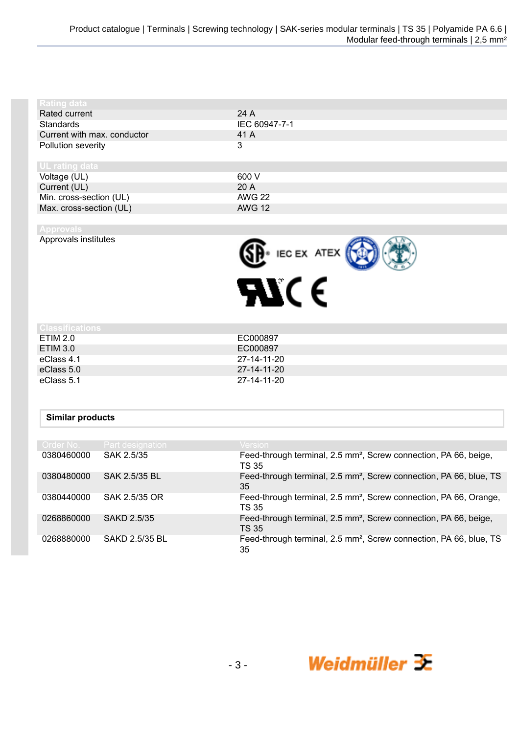| Rating data | |
|---|---|
| Rated current | 24 A |
| Standards | IEC 60947-7-1 |
| Current with max. conductor | 41 A |
| Pollution severity | 3 |

| UL rating data | |
|---|---|
| Voltage (UL) | 600 V |
| Current (UL) | 20 A |
| Min. cross-section (UL) | AWG 22 |
| Max. cross-section (UL) | AWG 12 |

| Approvals | |
|---|---|
| Approvals institutes | IEC EX ATEX |

| Classifications | |
|---|---|
| ETIM 2.0 | EC000897 |
| ETIM 3.0 | EC000897 |
| eClass 4.1 | 27-14-11-20 |
| eClass 5.0 | 27-14-11-20 |
| eClass 5.1 | 27-14-11-20 |

**Similar products**

| Order No. | Part designation | Version |
|---|---|---|
| 0380460000 | SAK 2.5/35 | Feed-through terminal, 2.5 mm², Screw connection, PA 66, beige, TS 35 |
| 0380480000 | SAK 2.5/35 BL | Feed-through terminal, 2.5 mm², Screw connection, PA 66, blue, TS 35 |
| 0380440000 | SAK 2.5/35 OR | Feed-through terminal, 2.5 mm², Screw connection, PA 66, Orange, TS 35 |
| 0268860000 | SAKD 2.5/35 | Feed-through terminal, 2.5 mm², Screw connection, PA 66, beige, TS 35 |
| 0268880000 | SAKD 2.5/35 BL | Feed-through terminal, 2.5 mm², Screw connection, PA 66, blue, TS 35 |